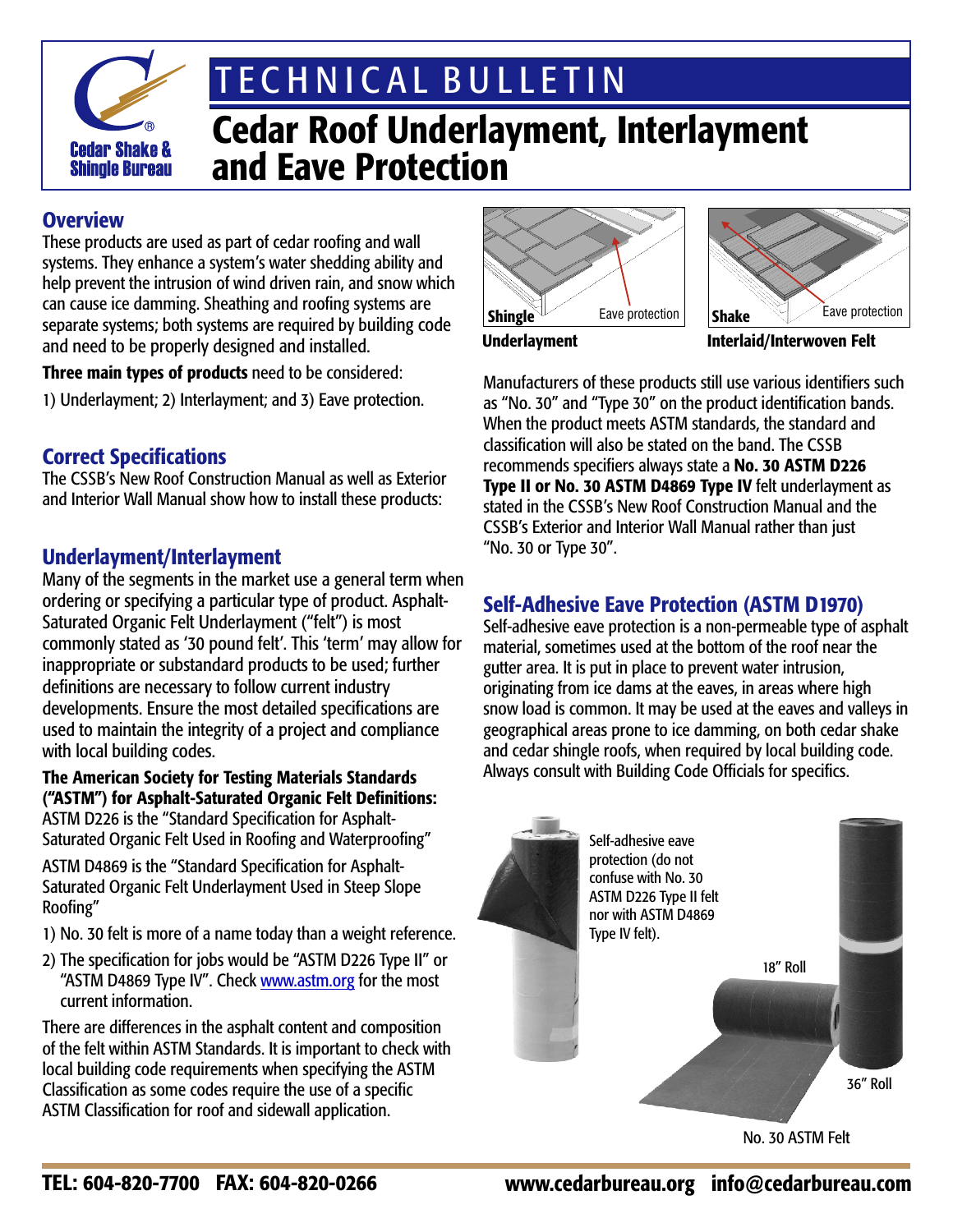# TECHNICAL BULLETIN

# Cedar Roof Underlayment, Interlayment and Eave Protection

Cedar Shake & Shingle Bureau

## Overview

These products are used as part of cedar roofing and wall systems. They enhance a system's water shedding ability and help prevent the intrusion of wind driven rain, and snow which can cause ice damming. Sheathing and roofing systems are separate systems; both systems are required by building code and need to be properly designed and installed.

**Three main types of products** need to be considered:

1) Underlayment; 2) Interlayment; and 3) Eave protection.

## Correct Specifications

The CSSB's New Roof Construction Manual as well as Exterior and Interior Wall Manual show how to install these products:

## Underlayment/Interlayment

Many of the segments in the market use a general term when ordering or specifying a particular type of product. Asphalt-Saturated Organic Felt Underlayment ("felt") is most commonly stated as '30 pound felt'. This 'term' may allow for inappropriate or substandard products to be used; further definitions are necessary to follow current industry developments. Ensure the most detailed specifications are used to maintain the integrity of a project and compliance with local building codes.

**The American Society for Testing Materials Standards ("ASTM") for Asphalt-Saturated Organic Felt Definitions:**

ASTM D226 is the "Standard Specification for Asphalt-Saturated Organic Felt Used in Roofing and Waterproofing"

ASTM D4869 is the "Standard Specification for Asphalt-Saturated Organic Felt Underlayment Used in Steep Slope Roofing"

1) No. 30 felt is more of a name today than a weight reference.
2) The specification for jobs would be "ASTM D226 Type II" or "ASTM D4869 Type IV". Check www.astm.org for the most current information.

There are differences in the asphalt content and composition of the felt within ASTM Standards. It is important to check with local building code requirements when specifying the ASTM Classification as some codes require the use of a specific ASTM Classification for roof and sidewall application.

Shingle — Eave protection

**Underlayment**

Shake — Eave protection

**Interlaid/Interwoven Felt**

Manufacturers of these products still use various identifiers such as "No. 30" and "Type 30" on the product identification bands. When the product meets ASTM standards, the standard and classification will also be stated on the band. The CSSB recommends specifiers always state a **No. 30 ASTM D226 Type II or No. 30 ASTM D4869 Type IV** felt underlayment as stated in the CSSB's New Roof Construction Manual and the CSSB's Exterior and Interior Wall Manual rather than just "No. 30 or Type 30".

## Self-Adhesive Eave Protection (ASTM D1970)

Self-adhesive eave protection is a non-permeable type of asphalt material, sometimes used at the bottom of the roof near the gutter area. It is put in place to prevent water intrusion, originating from ice dams at the eaves, in areas where high snow load is common. It may be used at the eaves and valleys in geographical areas prone to ice damming, on both cedar shake and cedar shingle roofs, when required by local building code. Always consult with Building Code Officials for specifics.

Self-adhesive eave protection (do not confuse with No. 30 ASTM D226 Type II felt nor with ASTM D4869 Type IV felt).

18" Roll

36" Roll

No. 30 ASTM Felt

TEL: 604-820-7700 FAX: 604-820-0266 www.cedarbureau.org info@cedarbureau.com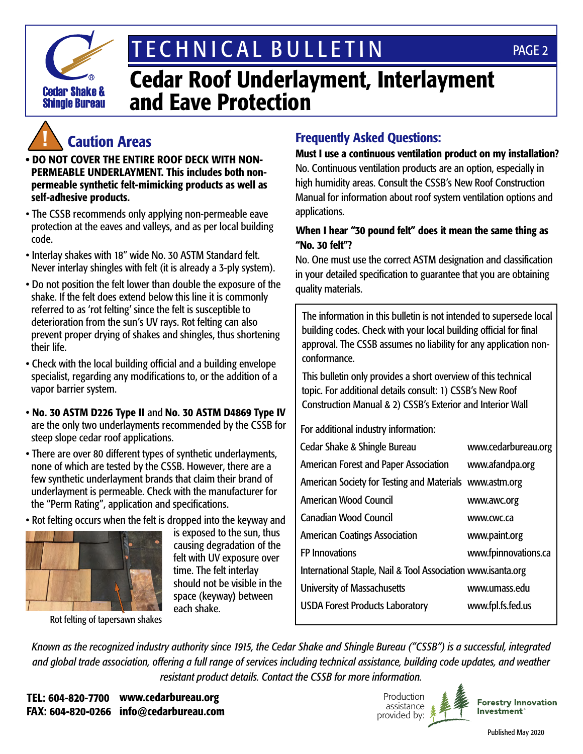# TECHNICAL BULLETIN

## Cedar Roof Underlayment, Interlayment and Eave Protection

### Caution Areas

- **DO NOT COVER THE ENTIRE ROOF DECK WITH NON-PERMEABLE UNDERLAYMENT. This includes both non-permeable synthetic felt-mimicking products as well as self-adhesive products.**
- The CSSB recommends only applying non-permeable eave protection at the eaves and valleys, and as per local building code.
- Interlay shakes with 18" wide No. 30 ASTM Standard felt. Never interlay shingles with felt (it is already a 3-ply system).
- Do not position the felt lower than double the exposure of the shake. If the felt does extend below this line it is commonly referred to as 'rot felting' since the felt is susceptible to deterioration from the sun's UV rays. Rot felting can also prevent proper drying of shakes and shingles, thus shortening their life.
- Check with the local building official and a building envelope specialist, regarding any modifications to, or the addition of a vapor barrier system.
- **No. 30 ASTM D226 Type II** and **No. 30 ASTM D4869 Type IV** are the only two underlayments recommended by the CSSB for steep slope cedar roof applications.
- There are over 80 different types of synthetic underlayments, none of which are tested by the CSSB. However, there are a few synthetic underlayment brands that claim their brand of underlayment is permeable. Check with the manufacturer for the "Perm Rating", application and specifications.
- Rot felting occurs when the felt is dropped into the keyway and is exposed to the sun, thus causing degradation of the felt with UV exposure over time. The felt interlay should not be visible in the space (keyway) between each shake.

Rot felting of tapersawn shakes

### Frequently Asked Questions:

**Must I use a continuous ventilation product on my installation?**

No. Continuous ventilation products are an option, especially in high humidity areas. Consult the CSSB's New Roof Construction Manual for information about roof system ventilation options and applications.

**When I hear "30 pound felt" does it mean the same thing as "No. 30 felt"?**

No. One must use the correct ASTM designation and classification in your detailed specification to guarantee that you are obtaining quality materials.

The information in this bulletin is not intended to supersede local building codes. Check with your local building official for final approval. The CSSB assumes no liability for any application non-conformance.

This bulletin only provides a short overview of this technical topic. For additional details consult: 1) CSSB's New Roof Construction Manual & 2) CSSB's Exterior and Interior Wall

For additional industry information:

| | |
|---|---|
| Cedar Shake & Shingle Bureau | www.cedarbureau.org |
| American Forest and Paper Association | www.afandpa.org |
| American Society for Testing and Materials | www.astm.org |
| American Wood Council | www.awc.org |
| Canadian Wood Council | www.cwc.ca |
| American Coatings Association | www.paint.org |
| FP Innovations | www.fpinnovations.ca |
| International Staple, Nail & Tool Association | www.isanta.org |
| University of Massachusetts | www.umass.edu |
| USDA Forest Products Laboratory | www.fpl.fs.fed.us |

*Known as the recognized industry authority since 1915, the Cedar Shake and Shingle Bureau ("CSSB") is a successful, integrated and global trade association, offering a full range of services including technical assistance, building code updates, and weather resistant product details. Contact the CSSB for more information.*

**TEL: 604-820-7700** **www.cedarbureau.org**
**FAX: 604-820-0266** **info@cedarbureau.com**

Production assistance provided by: Forestry Innovation Investment

Published May 2020